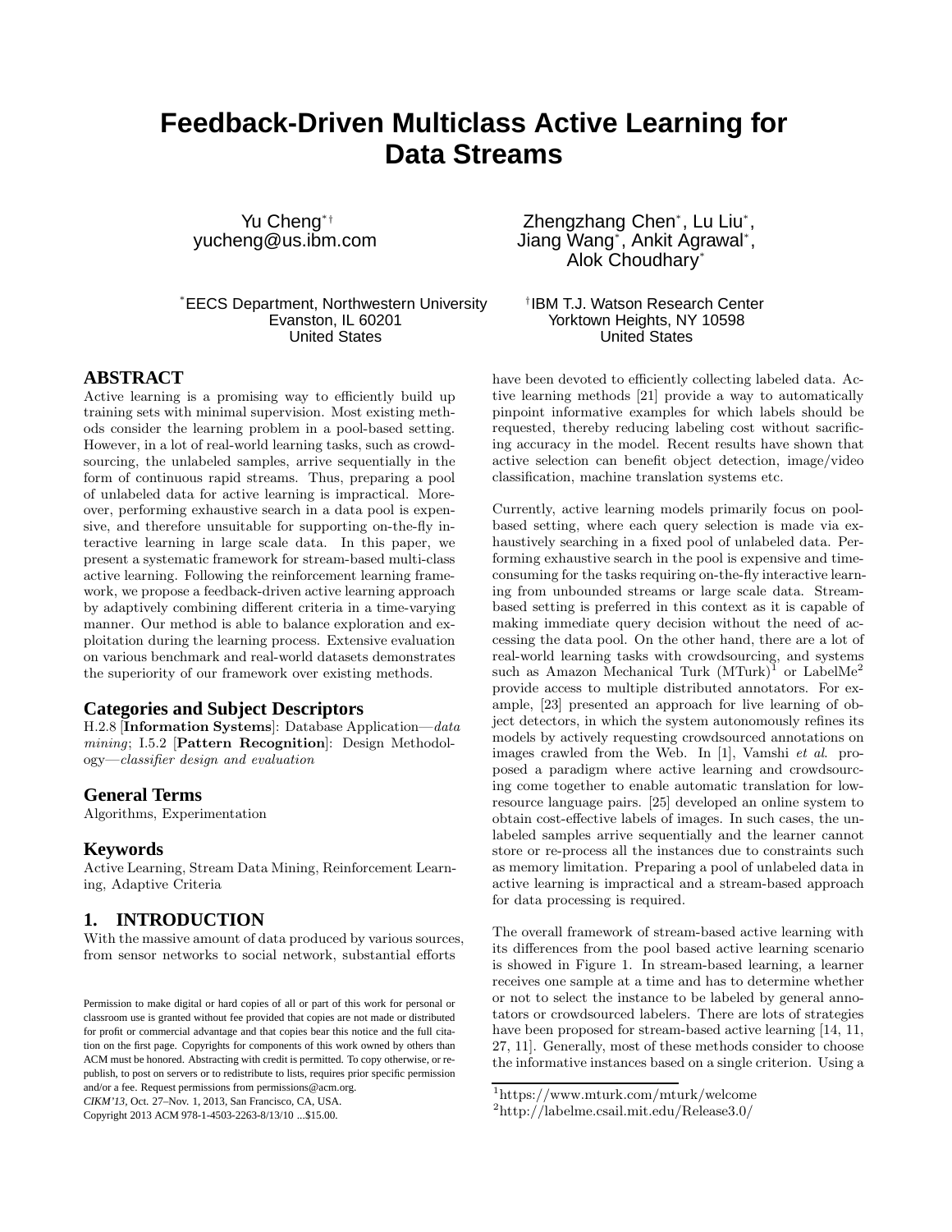# Feedback-Driven Multiclass Active Learning for Data Streams

Yu Cheng[*†]
yucheng@us.ibm.com

Zhengzhang Chen[*], Lu Liu[*], Jiang Wang[*], Ankit Agrawal[*], Alok Choudhary[*]

[*]EECS Department, Northwestern University
Evanston, IL 60201
United States

[†]IBM T.J. Watson Research Center
Yorktown Heights, NY 10598
United States

## ABSTRACT

Active learning is a promising way to efficiently build up training sets with minimal supervision. Most existing methods consider the learning problem in a pool-based setting. However, in a lot of real-world learning tasks, such as crowdsourcing, the unlabeled samples, arrive sequentially in the form of continuous rapid streams. Thus, preparing a pool of unlabeled data for active learning is impractical. Moreover, performing exhaustive search in a data pool is expensive, and therefore unsuitable for supporting on-the-fly interactive learning in large scale data. In this paper, we present a systematic framework for stream-based multi-class active learning. Following the reinforcement learning framework, we propose a feedback-driven active learning approach by adaptively combining different criteria in a time-varying manner. Our method is able to balance exploration and exploitation during the learning process. Extensive evaluation on various benchmark and real-world datasets demonstrates the superiority of our framework over existing methods.

## Categories and Subject Descriptors

H.2.8 [**Information Systems**]: Database Application—*data mining*; I.5.2 [**Pattern Recognition**]: Design Methodology—*classifier design and evaluation*

## General Terms

Algorithms, Experimentation

## Keywords

Active Learning, Stream Data Mining, Reinforcement Learning, Adaptive Criteria

## 1. INTRODUCTION

With the massive amount of data produced by various sources, from sensor networks to social network, substantial efforts have been devoted to efficiently collecting labeled data. Active learning methods [21] provide a way to automatically pinpoint informative examples for which labels should be requested, thereby reducing labeling cost without sacrificing accuracy in the model. Recent results have shown that active selection can benefit object detection, image/video classification, machine translation systems etc.

Currently, active learning models primarily focus on pool-based setting, where each query selection is made via exhaustively searching in a fixed pool of unlabeled data. Performing exhaustive search in the pool is expensive and time-consuming for the tasks requiring on-the-fly interactive learning from unbounded streams or large scale data. Stream-based setting is preferred in this context as it is capable of making immediate query decision without the need of accessing the data pool. On the other hand, there are a lot of real-world learning tasks with crowdsourcing, and systems such as Amazon Mechanical Turk (MTurk)[1] or LabelMe[2] provide access to multiple distributed annotators. For example, [23] presented an approach for live learning of object detectors, in which the system autonomously refines its models by actively requesting crowdsourced annotations on images crawled from the Web. In [1], Vamshi *et al.* proposed a paradigm where active learning and crowdsourcing come together to enable automatic translation for low-resource language pairs. [25] developed an online system to obtain cost-effective labels of images. In such cases, the unlabeled samples arrive sequentially and the learner cannot store or re-process all the instances due to constraints such as memory limitation. Preparing a pool of unlabeled data in active learning is impractical and a stream-based approach for data processing is required.

The overall framework of stream-based active learning with its differences from the pool based active learning scenario is showed in Figure 1. In stream-based learning, a learner receives one sample at a time and has to determine whether or not to select the instance to be labeled by general annotators or crowdsourced labelers. There are lots of strategies have been proposed for stream-based active learning [14, 11, 27, 11]. Generally, most of these methods consider to choose the informative instances based on a single criterion. Using a

[1]https://www.mturk.com/mturk/welcome

[2]http://labelme.csail.mit.edu/Release3.0/

Permission to make digital or hard copies of all or part of this work for personal or classroom use is granted without fee provided that copies are not made or distributed for profit or commercial advantage and that copies bear this notice and the full citation on the first page. Copyrights for components of this work owned by others than ACM must be honored. Abstracting with credit is permitted. To copy otherwise, or republish, to post on servers or to redistribute to lists, requires prior specific permission and/or a fee. Request permissions from permissions@acm.org.
*CIKM'13*, Oct. 27–Nov. 1, 2013, San Francisco, CA, USA.
Copyright 2013 ACM 978-1-4503-2263-8/13/10 ...$15.00.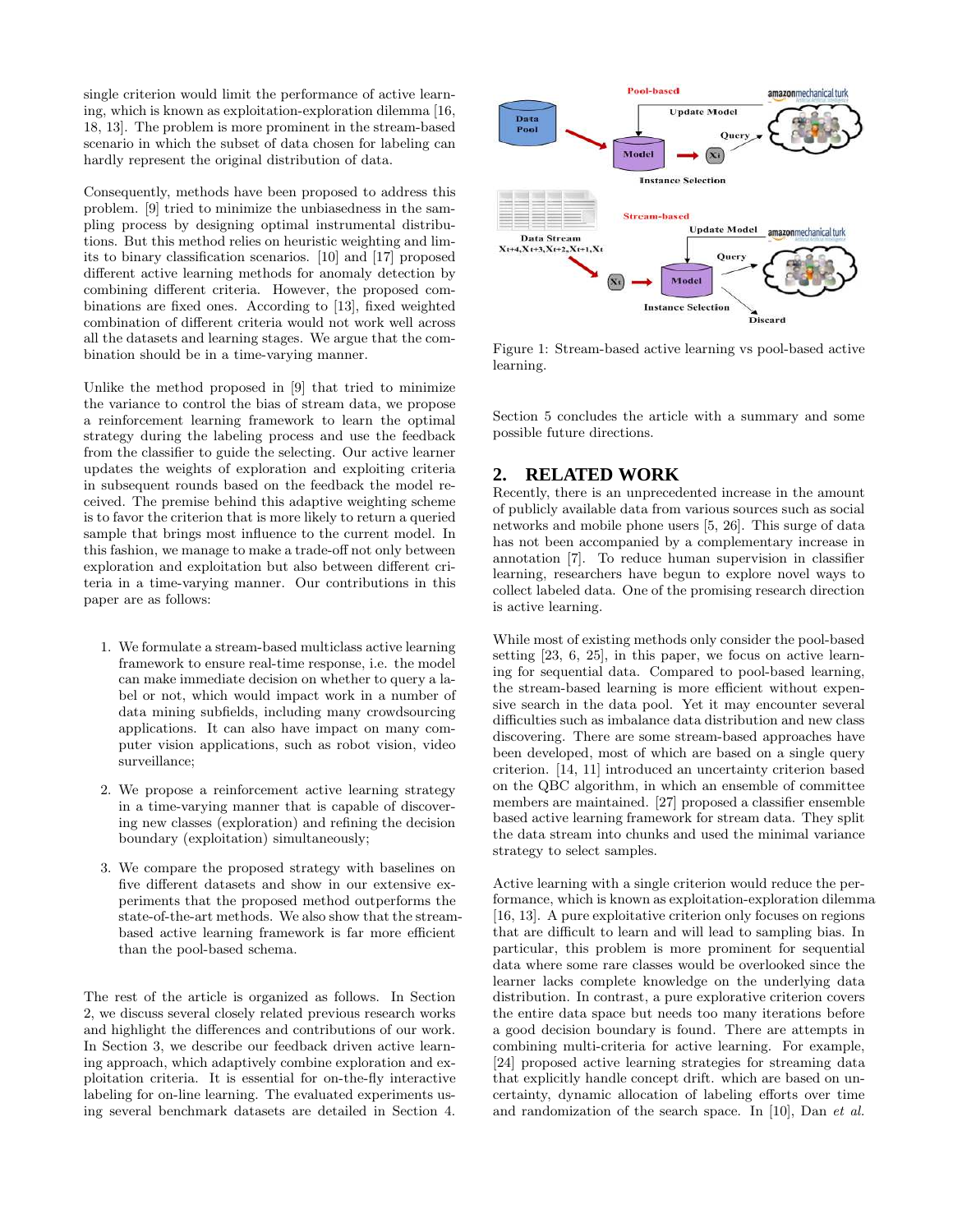single criterion would limit the performance of active learning, which is known as exploitation-exploration dilemma [16, 18, 13]. The problem is more prominent in the stream-based scenario in which the subset of data chosen for labeling can hardly represent the original distribution of data.

Consequently, methods have been proposed to address this problem. [9] tried to minimize the unbiasedness in the sampling process by designing optimal instrumental distributions. But this method relies on heuristic weighting and limits to binary classification scenarios. [10] and [17] proposed different active learning methods for anomaly detection by combining different criteria. However, the proposed combinations are fixed ones. According to [13], fixed weighted combination of different criteria would not work well across all the datasets and learning stages. We argue that the combination should be in a time-varying manner.

Unlike the method proposed in [9] that tried to minimize the variance to control the bias of stream data, we propose a reinforcement learning framework to learn the optimal strategy during the labeling process and use the feedback from the classifier to guide the selecting. Our active learner updates the weights of exploration and exploiting criteria in subsequent rounds based on the feedback the model received. The premise behind this adaptive weighting scheme is to favor the criterion that is more likely to return a queried sample that brings most influence to the current model. In this fashion, we manage to make a trade-off not only between exploration and exploitation but also between different criteria in a time-varying manner. Our contributions in this paper are as follows:

1. We formulate a stream-based multiclass active learning framework to ensure real-time response, i.e. the model can make immediate decision on whether to query a label or not, which would impact work in a number of data mining subfields, including many crowdsourcing applications. It can also have impact on many computer vision applications, such as robot vision, video surveillance;
2. We propose a reinforcement active learning strategy in a time-varying manner that is capable of discovering new classes (exploration) and refining the decision boundary (exploitation) simultaneously;
3. We compare the proposed strategy with baselines on five different datasets and show in our extensive experiments that the proposed method outperforms the state-of-the-art methods. We also show that the stream-based active learning framework is far more efficient than the pool-based schema.

The rest of the article is organized as follows. In Section 2, we discuss several closely related previous research works and highlight the differences and contributions of our work. In Section 3, we describe our feedback driven active learning approach, which adaptively combine exploration and exploitation criteria. It is essential for on-the-fly interactive labeling for on-line learning. The evaluated experiments using several benchmark datasets are detailed in Section 4.

Pool-based

Data Pool

Update Model

Query

Model

$X_i$

amazonmechanical turk

Instance Selection

Stream-based

Data Stream
$X_{t+4}, X_{t+3}, X_{t+2}, X_{t+1}, X_t$

Update Model

amazonmechanical turk

Query

$X_t$

Model

Instance Selection

Discard

Figure 1: Stream-based active learning vs pool-based active learning.

Section 5 concludes the article with a summary and some possible future directions.

## 2. RELATED WORK

Recently, there is an unprecedented increase in the amount of publicly available data from various sources such as social networks and mobile phone users [5, 26]. This surge of data has not been accompanied by a complementary increase in annotation [7]. To reduce human supervision in classifier learning, researchers have begun to explore novel ways to collect labeled data. One of the promising research direction is active learning.

While most of existing methods only consider the pool-based setting [23, 6, 25], in this paper, we focus on active learning for sequential data. Compared to pool-based learning, the stream-based learning is more efficient without expensive search in the data pool. Yet it may encounter several difficulties such as imbalance data distribution and new class discovering. There are some stream-based approaches have been developed, most of which are based on a single query criterion. [14, 11] introduced an uncertainty criterion based on the QBC algorithm, in which an ensemble of committee members are maintained. [27] proposed a classifier ensemble based active learning framework for stream data. They split the data stream into chunks and used the minimal variance strategy to select samples.

Active learning with a single criterion would reduce the performance, which is known as exploitation-exploration dilemma [16, 13]. A pure exploitative criterion only focuses on regions that are difficult to learn and will lead to sampling bias. In particular, this problem is more prominent for sequential data where some rare classes would be overlooked since the learner lacks complete knowledge on the underlying data distribution. In contrast, a pure explorative criterion covers the entire data space but needs too many iterations before a good decision boundary is found. There are attempts in combining multi-criteria for active learning. For example, [24] proposed active learning strategies for streaming data that explicitly handle concept drift. which are based on uncertainty, dynamic allocation of labeling efforts over time and randomization of the search space. In [10], Dan *et al.*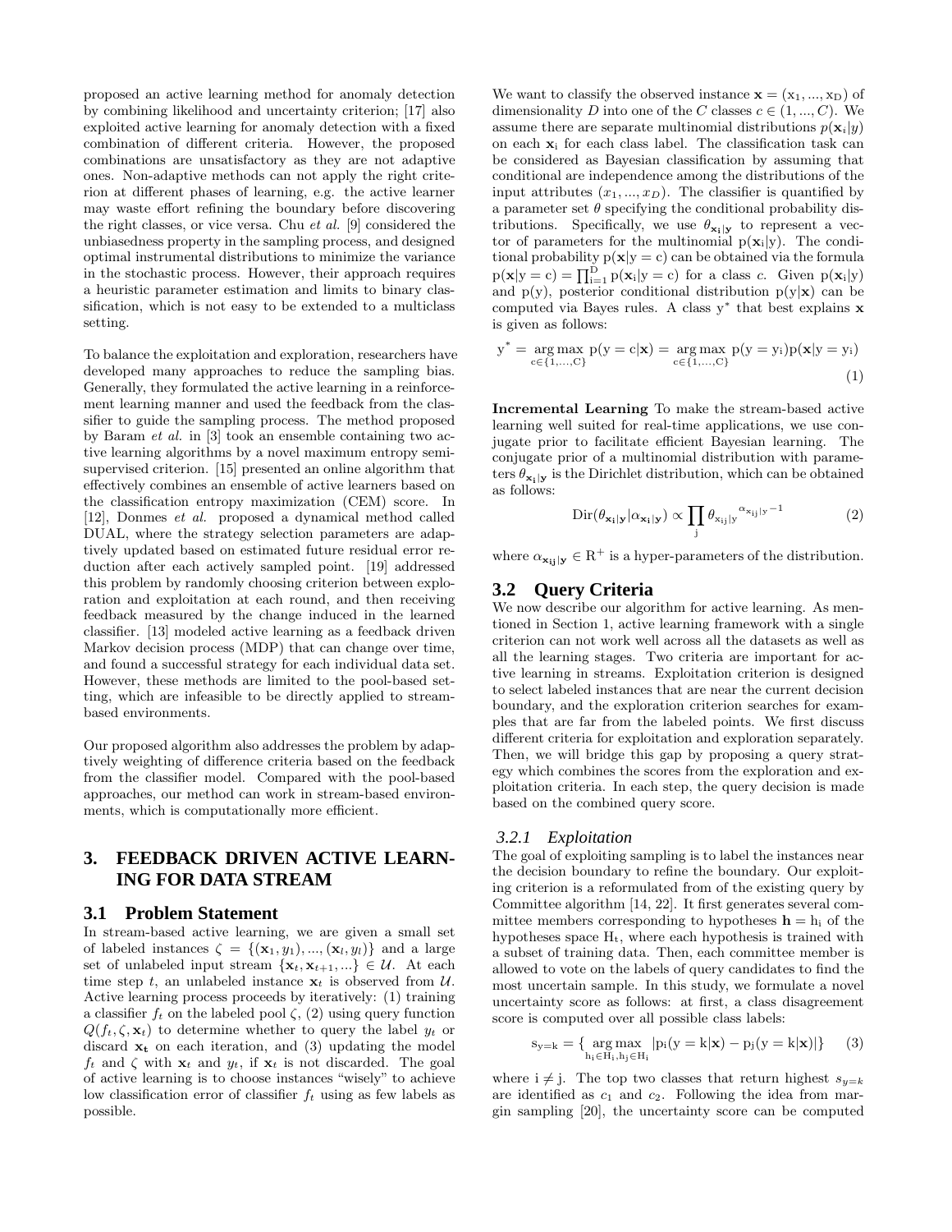proposed an active learning method for anomaly detection by combining likelihood and uncertainty criterion; [17] also exploited active learning for anomaly detection with a fixed combination of different criteria. However, the proposed combinations are unsatisfactory as they are not adaptive ones. Non-adaptive methods can not apply the right criterion at different phases of learning, e.g. the active learner may waste effort refining the boundary before discovering the right classes, or vice versa. Chu *et al.* [9] considered the unbiasedness property in the sampling process, and designed optimal instrumental distributions to minimize the variance in the stochastic process. However, their approach requires a heuristic parameter estimation and limits to binary classification, which is not easy to be extended to a multiclass setting.

To balance the exploitation and exploration, researchers have developed many approaches to reduce the sampling bias. Generally, they formulated the active learning in a reinforcement learning manner and used the feedback from the classifier to guide the sampling process. The method proposed by Baram *et al.* in [3] took an ensemble containing two active learning algorithms by a novel maximum entropy semi-supervised criterion. [15] presented an online algorithm that effectively combines an ensemble of active learners based on the classification entropy maximization (CEM) score. In [12], Donmes *et al.* proposed a dynamical method called DUAL, where the strategy selection parameters are adaptively updated based on estimated future residual error reduction after each actively sampled point. [19] addressed this problem by randomly choosing criterion between exploration and exploitation at each round, and then receiving feedback measured by the change induced in the learned classifier. [13] modeled active learning as a feedback driven Markov decision process (MDP) that can change over time, and found a successful strategy for each individual data set. However, these methods are limited to the pool-based setting, which are infeasible to be directly applied to stream-based environments.

Our proposed algorithm also addresses the problem by adaptively weighting of difference criteria based on the feedback from the classifier model. Compared with the pool-based approaches, our method can work in stream-based environments, which is computationally more efficient.

## 3. FEEDBACK DRIVEN ACTIVE LEARNING FOR DATA STREAM

### 3.1 Problem Statement

In stream-based active learning, we are given a small set of labeled instances $\zeta = \{(\mathbf{x}_1, y_1), ..., (\mathbf{x}_l, y_l)\}$ and a large set of unlabeled input stream $\{\mathbf{x}_t, \mathbf{x}_{t+1}, ...\} \in \mathcal{U}$. At each time step $t$, an unlabeled instance $\mathbf{x}_t$ is observed from $\mathcal{U}$. Active learning process proceeds by iteratively: (1) training a classifier $f_t$ on the labeled pool $\zeta$, (2) using query function $Q(f_t, \zeta, \mathbf{x}_t)$ to determine whether to query the label $y_t$ or discard $\mathbf{x_t}$ on each iteration, and (3) updating the model $f_t$ and $\zeta$ with $\mathbf{x}_t$ and $y_t$, if $\mathbf{x}_t$ is not discarded. The goal of active learning is to choose instances "wisely" to achieve low classification error of classifier $f_t$ using as few labels as possible.

We want to classify the observed instance $\mathbf{x} = (\mathrm{x}_1, ..., \mathrm{x}_\mathrm{D})$ of dimensionality $D$ into one of the $C$ classes $c \in (1, ..., C)$. We assume there are separate multinomial distributions $p(\mathbf{x}_i|y)$ on each $\mathbf{x}_i$ for each class label. The classification task can be considered as Bayesian classification by assuming that conditional are independence among the distributions of the input attributes $(x_1, ..., x_D)$. The classifier is quantified by a parameter set $\theta$ specifying the conditional probability distributions. Specifically, we use $\theta_{\mathbf{x_i}|\mathbf{y}}$ to represent a vector of parameters for the multinomial $\mathrm{p}(\mathbf{x}_i|\mathrm{y})$. The conditional probability $\mathrm{p}(\mathbf{x}|\mathrm{y} = \mathrm{c})$ can be obtained via the formula $\mathrm{p}(\mathbf{x}|\mathrm{y} = \mathrm{c}) = \prod_{\mathrm{i}=1}^{\mathrm{D}} \mathrm{p}(\mathbf{x}_\mathrm{i}|\mathrm{y} = \mathrm{c})$ for a class $c$. Given $\mathrm{p}(\mathbf{x}_i|\mathrm{y})$ and $\mathrm{p}(\mathrm{y})$, posterior conditional distribution $\mathrm{p}(\mathrm{y}|\mathbf{x})$ can be computed via Bayes rules. A class $\mathrm{y}^*$ that best explains $\mathbf{x}$ is given as follows:

$$\mathrm{y}^* = \underset{\mathrm{c}\in\{1,...,\mathrm{C}\}}{\arg\max}\ \mathrm{p}(\mathrm{y} = \mathrm{c}|\mathbf{x}) = \underset{\mathrm{c}\in\{1,...,\mathrm{C}\}}{\arg\max}\ \mathrm{p}(\mathrm{y} = \mathrm{y_i})\mathrm{p}(\mathbf{x}|\mathrm{y} = \mathrm{y_i}) \quad (1)$$

**Incremental Learning** To make the stream-based active learning well suited for real-time applications, we use conjugate prior to facilitate efficient Bayesian learning. The conjugate prior of a multinomial distribution with parameters $\theta_{\mathbf{x_i}|\mathbf{y}}$ is the Dirichlet distribution, which can be obtained as follows:

$$\mathrm{Dir}(\theta_{\mathbf{x_i}|\mathbf{y}}|\alpha_{\mathbf{x_i}|\mathbf{y}}) \propto \prod_{\mathrm{j}} \theta_{\mathrm{x_{ij}}|\mathrm{y}}{}^{\alpha_{\mathrm{x_{ij}}|\mathrm{y}}-1} \quad (2)$$

where $\alpha_{\mathbf{x_{ij}}|\mathbf{y}} \in \mathrm{R}^+$ is a hyper-parameters of the distribution.

### 3.2 Query Criteria

We now describe our algorithm for active learning. As mentioned in Section 1, active learning framework with a single criterion can not work well across all the datasets as well as all the learning stages. Two criteria are important for active learning in streams. Exploitation criterion is designed to select labeled instances that are near the current decision boundary, and the exploration criterion searches for examples that are far from the labeled points. We first discuss different criteria for exploitation and exploration separately. Then, we will bridge this gap by proposing a query strategy which combines the scores from the exploration and exploitation criteria. In each step, the query decision is made based on the combined query score.

#### *3.2.1 Exploitation*

The goal of exploiting sampling is to label the instances near the decision boundary to refine the boundary. Our exploiting criterion is a reformulated from of the existing query by Committee algorithm [14, 22]. It first generates several committee members corresponding to hypotheses $\mathbf{h} = \mathrm{h_i}$ of the hypotheses space $\mathrm{H}_t$, where each hypothesis is trained with a subset of training data. Then, each committee member is allowed to vote on the labels of query candidates to find the most uncertain sample. In this study, we formulate a novel uncertainty score as follows: at first, a class disagreement score is computed over all possible class labels:

$$\mathrm{s_{y=k}} = \{\underset{\mathrm{h_i}\in\mathrm{H_i},\mathrm{h_j}\in\mathrm{H_i}}{\arg\max}\ |\mathrm{p_i}(\mathrm{y} = \mathrm{k}|\mathbf{x}) - \mathrm{p_j}(\mathrm{y} = \mathrm{k}|\mathbf{x})|\} \quad (3)$$

where $\mathrm{i} \neq \mathrm{j}$. The top two classes that return highest $s_{y=k}$ are identified as $c_1$ and $c_2$. Following the idea from margin sampling [20], the uncertainty score can be computed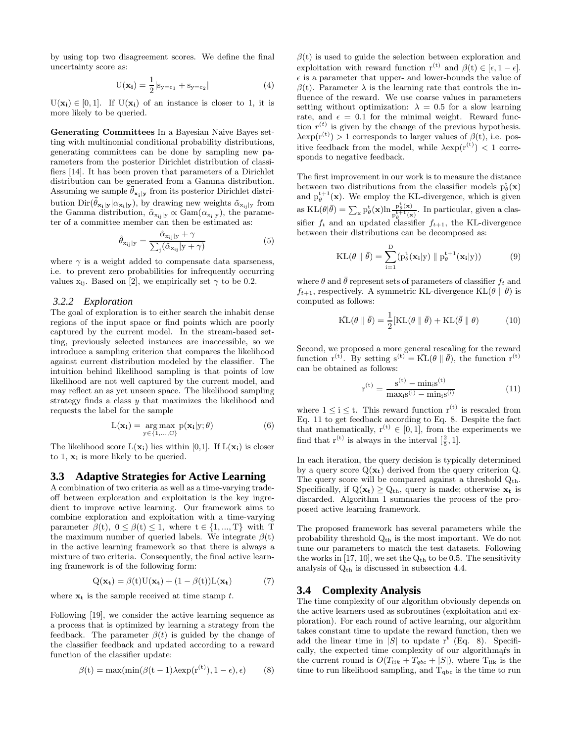by using top two disagreement scores. We define the final uncertainty score as:

$$U(\mathbf{x_i}) = \frac{1}{2}|s_{y=c_1} + s_{y=c_2}| \tag{4}$$

$U(\mathbf{x_i}) \in [0, 1]$. If $U(\mathbf{x_i})$ of an instance is closer to 1, it is more likely to be queried.

**Generating Committees** In a Bayesian Naive Bayes setting with multinomial conditional probability distributions, generating committees can be done by sampling new parameters from the posterior Dirichlet distribution of classifiers [14]. It has been proven that parameters of a Dirichlet distribution can be generated from a Gamma distribution. Assuming we sample $\tilde{\theta}_{\mathbf{x_i}|\mathbf{y}}$ from its posterior Dirichlet distribution $\mathrm{Dir}(\tilde{\theta}_{\mathbf{x_i}|\mathbf{y}}|\alpha_{\mathbf{x_i}|\mathbf{y}})$, by drawing new weights $\tilde{\alpha}_{x_{ij}|y}$ from the Gamma distribution, $\tilde{\alpha}_{x_{ij}|y} \propto \mathrm{Gam}(\alpha_{x_i|y})$, the parameter of a committee member can then be estimated as:

$$\tilde{\theta}_{x_{ij}|y} = \frac{\tilde{\alpha}_{x_{ij}|y} + \gamma}{\sum_j (\tilde{\alpha}_{x_{ij}}|y + \gamma)} \tag{5}$$

where $\gamma$ is a weight added to compensate data sparseness, i.e. to prevent zero probabilities for infrequently occurring values $x_{ij}$. Based on [2], we empirically set $\gamma$ to be 0.2.

### 3.2.2 *Exploration*

The goal of exploration is to either search the inhabit dense regions of the input space or find points which are poorly captured by the current model. In the stream-based setting, previously selected instances are inaccessible, so we introduce a sampling criterion that compares the likelihood against current distribution modeled by the classifier. The intuition behind likelihood sampling is that points of low likelihood are not well captured by the current model, and may reflect an as yet unseen space. The likelihood sampling strategy finds a class $y$ that maximizes the likelihood and requests the label for the sample

$$L(\mathbf{x_i}) = \underset{y \in \{1,\dots,C\}}{\arg\max}\; p(\mathbf{x_i}|y;\theta) \tag{6}$$

The likelihood score $L(\mathbf{x_i})$ lies within [0,1]. If $L(\mathbf{x_i})$ is closer to 1, $\mathbf{x_i}$ is more likely to be queried.

## 3.3 Adaptive Strategies for Active Learning

A combination of two criteria as well as a time-varying tradeoff between exploration and exploitation is the key ingredient to improve active learning. Our framework aims to combine exploration and exploitation with a time-varying parameter $\beta(t)$, $0 \leq \beta(t) \leq 1$, where $t \in \{1, ..., T\}$ with T the maximum number of queried labels. We integrate $\beta(t)$ in the active learning framework so that there is always a mixture of two criteria. Consequently, the final active learning framework is of the following form:

$$Q(\mathbf{x_t}) = \beta(t)U(\mathbf{x_t}) + (1 - \beta(t))L(\mathbf{x_t}) \tag{7}$$

where $\mathbf{x_t}$ is the sample received at time stamp $t$.

Following [19], we consider the active learning sequence as a process that is optimized by learning a strategy from the feedback. The parameter $\beta(t)$ is guided by the change of the classifier feedback and updated according to a reward function of the classifier update:

$$\beta(t) = \max(\min(\beta(t-1)\lambda\exp(r^{(t)}), 1 - \epsilon), \epsilon) \tag{8}$$

$\beta(t)$ is used to guide the selection between exploration and exploitation with reward function $r^{(t)}$ and $\beta(t) \in [\epsilon, 1 - \epsilon]$. $\epsilon$ is a parameter that upper- and lower-bounds the value of $\beta(t)$. Parameter $\lambda$ is the learning rate that controls the influence of the reward. We use coarse values in parameters setting without optimization: $\lambda = 0.5$ for a slow learning rate, and $\epsilon = 0.1$ for the minimal weight. Reward function $r^{(t)}$ is given by the change of the previous hypothesis. $\lambda\exp(r^{(t)}) > 1$ corresponds to larger values of $\beta(t)$, i.e. positive feedback from the model, while $\lambda\exp(r^{(t)}) < 1$ corresponds to negative feedback.

The first improvement in our work is to measure the distance between two distributions from the classifier models $p^t_\theta(\mathbf{x})$ and $p^{t+1}_{\bar{\theta}}(\mathbf{x})$. We employ the KL-divergence, which is given as $\mathrm{KL}(\theta|\bar{\theta}) = \sum_x p^t_\theta(\mathbf{x}) \ln \frac{p^t_\theta(\mathbf{x})}{p^{t+1}_{\bar{\theta}}(\mathbf{x})}$. In particular, given a classifier $f_t$ and an updated classifier $f_{t+1}$, the KL-divergence between their distributions can be decomposed as:

$$\mathrm{KL}(\theta \parallel \bar{\theta}) = \sum_{i=1}^{D} (p^t_\theta(\mathbf{x_i}|y) \parallel p^{t+1}_{\bar{\theta}}(\mathbf{x_i}|y)) \tag{9}$$

where $\theta$ and $\bar{\theta}$ represent sets of parameters of classifier $f_t$ and $f_{t+1}$, respectively. A symmetric KL-divergence $\bar{\mathrm{KL}}(\theta \parallel \bar{\theta})$ is computed as follows:

$$\bar{\mathrm{KL}}(\theta \parallel \bar{\theta}) = \frac{1}{2}[\mathrm{KL}(\theta \parallel \bar{\theta}) + \mathrm{KL}(\bar{\theta} \parallel \theta) \tag{10}$$

Second, we proposed a more general rescaling for the reward function $r^{(t)}$. By setting $s^{(t)} = \bar{\mathrm{KL}}(\theta \parallel \bar{\theta})$, the function $r^{(t)}$ can be obtained as follows:

$$r^{(t)} = \frac{s^{(t)} - \min_i s^{(t)}}{\max_i s^{(i)} - \min_i s^{(i)}} \tag{11}$$

where $1 \leq i \leq t$. This reward function $r^{(t)}$ is rescaled from Eq. 11 to get feedback according to Eq. 8. Despite the fact that mathematically, $r^{(t)} \in [0, 1]$, from the experiments we find that $r^{(t)}$ is always in the interval $[\frac{2}{5}, 1]$.

In each iteration, the query decision is typically determined by a query score $Q(\mathbf{x_t})$ derived from the query criterion Q. The query score will be compared against a threshold $Q_{th}$. Specifically, if $Q(\mathbf{x_t}) \geq Q_{th}$, query is made; otherwise $\mathbf{x_t}$ is discarded. Algorithm 1 summaries the process of the proposed active learning framework.

The proposed framework has several parameters while the probability threshold $Q_{th}$ is the most important. We do not tune our parameters to match the test datasets. Following the works in [17, 10], we set the $Q_{th}$ to be 0.5. The sensitivity analysis of $Q_{th}$ is discussed in subsection 4.4.

## 3.4 Complexity Analysis

The time complexity of our algorithm obviously depends on the active learners used as subroutines (exploitation and exploration). For each round of active learning, our algorithm takes constant time to update the reward function, then we add the linear time in $|S|$ to update $r^t$ (Eq. 8). Specifically, the expected time complexity of our algorithmąŕs in the current round is $O(T_{lik} + T_{qbc} + |S|)$, where $T_{lik}$ is the time to run likelihood sampling, and $T_{qbc}$ is the time to run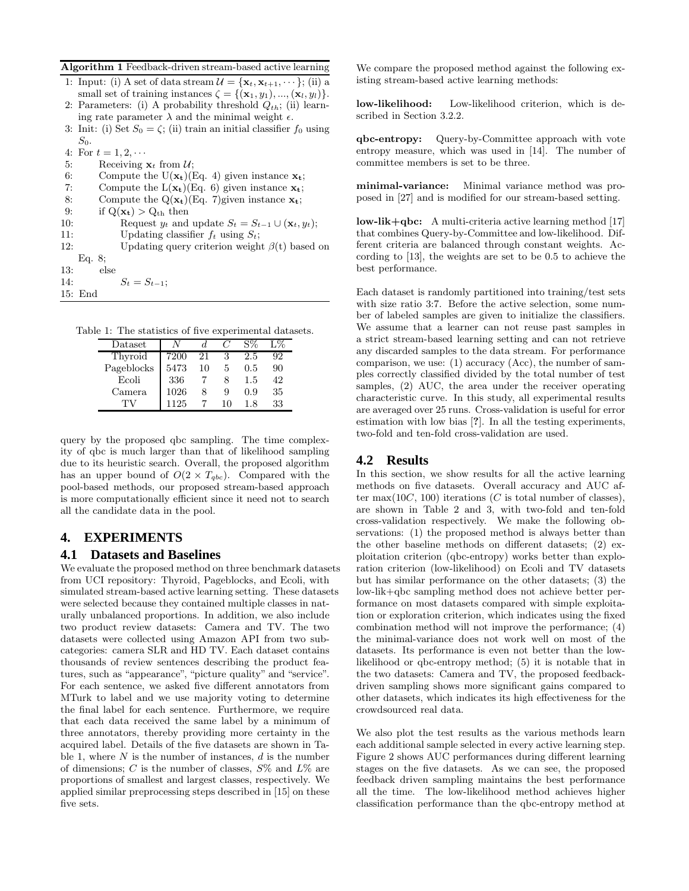**Algorithm 1** Feedback-driven stream-based active learning

1: Input: (i) A set of data stream $\mathcal{U} = \{\mathbf{x}_t, \mathbf{x}_{t+1}, \cdots\}$; (ii) a small set of training instances $\zeta = \{(\mathbf{x}_1, y_1), ..., (\mathbf{x}_l, y_l)\}$.
2: Parameters: (i) A probability threshold $Q_{th}$; (ii) learning rate parameter $\lambda$ and the minimal weight $\epsilon$.
3: Init: (i) Set $S_0 = \zeta$; (ii) train an initial classifier $f_0$ using $S_0$.
4: For $t = 1, 2, \cdots$
5: Receiving $\mathbf{x}_t$ from $\mathcal{U}$;
6: Compute the $\mathrm{U}(\mathbf{x_t})$(Eq. 4) given instance $\mathbf{x_t}$;
7: Compute the $\mathrm{L}(\mathbf{x_t})$(Eq. 6) given instance $\mathbf{x_t}$;
8: Compute the $\mathrm{Q}(\mathbf{x_t})$(Eq. 7)given instance $\mathbf{x_t}$;
9: if $\mathrm{Q}(\mathbf{x_t}) > \mathrm{Q_{th}}$ then
10: Request $y_t$ and update $S_t = S_{t-1} \cup (\mathbf{x}_t, y_t)$;
11: Updating classifier $f_t$ using $S_t$;
12: Updating query criterion weight $\beta(t)$ based on Eq. 8;
13: else
14: $S_t = S_{t-1}$;
15: End

Table 1: The statistics of five experimental datasets.

| Dataset | $N$ | $d$ | $C$ | S% | L% |
|---|---|---|---|---|---|
| Thyroid | 7200 | 21 | 3 | 2.5 | 92 |
| Pageblocks | 5473 | 10 | 5 | 0.5 | 90 |
| Ecoli | 336 | 7 | 8 | 1.5 | 42 |
| Camera | 1026 | 8 | 9 | 0.9 | 35 |
| TV | 1125 | 7 | 10 | 1.8 | 33 |

query by the proposed qbc sampling. The time complexity of qbc is much larger than that of likelihood sampling due to its heuristic search. Overall, the proposed algorithm has an upper bound of $O(2 \times T_{qbc})$. Compared with the pool-based methods, our proposed stream-based approach is more computationally efficient since it need not to search all the candidate data in the pool.

## 4. EXPERIMENTS

### 4.1 Datasets and Baselines

We evaluate the proposed method on three benchmark datasets from UCI repository: Thyroid, Pageblocks, and Ecoli, with simulated stream-based active learning setting. These datasets were selected because they contained multiple classes in naturally unbalanced proportions. In addition, we also include two product review datasets: Camera and TV. The two datasets were collected using Amazon API from two subcategories: camera SLR and HD TV. Each dataset contains thousands of review sentences describing the product features, such as "appearance", "picture quality" and "service". For each sentence, we asked five different annotators from MTurk to label and we use majority voting to determine the final label for each sentence. Furthermore, we require that each data received the same label by a minimum of three annotators, thereby providing more certainty in the acquired label. Details of the five datasets are shown in Table 1, where $N$ is the number of instances, $d$ is the number of dimensions; $C$ is the number of classes, $S\%$ and $L\%$ are proportions of smallest and largest classes, respectively. We applied similar preprocessing steps described in [15] on these five sets.

We compare the proposed method against the following existing stream-based active learning methods:

**low-likelihood:** Low-likelihood criterion, which is described in Section 3.2.2.

**qbc-entropy:** Query-by-Committee approach with vote entropy measure, which was used in [14]. The number of committee members is set to be three.

**minimal-variance:** Minimal variance method was proposed in [27] and is modified for our stream-based setting.

**low-lik+qbc:** A multi-criteria active learning method [17] that combines Query-by-Committee and low-likelihood. Different criteria are balanced through constant weights. According to [13], the weights are set to be 0.5 to achieve the best performance.

Each dataset is randomly partitioned into training/test sets with size ratio 3:7. Before the active selection, some number of labeled samples are given to initialize the classifiers. We assume that a learner can not reuse past samples in a strict stream-based learning setting and can not retrieve any discarded samples to the data stream. For performance comparison, we use: (1) accuracy (Acc), the number of samples correctly classified divided by the total number of test samples, (2) AUC, the area under the receiver operating characteristic curve. In this study, all experimental results are averaged over 25 runs. Cross-validation is useful for error estimation with low bias [?]. In all the testing experiments, two-fold and ten-fold cross-validation are used.

### 4.2 Results

In this section, we show results for all the active learning methods on five datasets. Overall accuracy and AUC after $\max(10C, 100)$ iterations ($C$ is total number of classes), are shown in Table 2 and 3, with two-fold and ten-fold cross-validation respectively. We make the following observations: (1) the proposed method is always better than the other baseline methods on different datasets; (2) exploitation criterion (qbc-entropy) works better than exploration criterion (low-likelihood) on Ecoli and TV datasets but has similar performance on the other datasets; (3) the low-lik+qbc sampling method does not achieve better performance on most datasets compared with simple exploitation or exploration criterion, which indicates using the fixed combination method will not improve the performance; (4) the minimal-variance does not work well on most of the datasets. Its performance is even not better than the low-likelihood or qbc-entropy method; (5) it is notable that in the two datasets: Camera and TV, the proposed feedback-driven sampling shows more significant gains compared to other datasets, which indicates its high effectiveness for the crowdsourced real data.

We also plot the test results as the various methods learn each additional sample selected in every active learning step. Figure 2 shows AUC performances during different learning stages on the five datasets. As we can see, the proposed feedback driven sampling maintains the best performance all the time. The low-likelihood method achieves higher classification performance than the qbc-entropy method at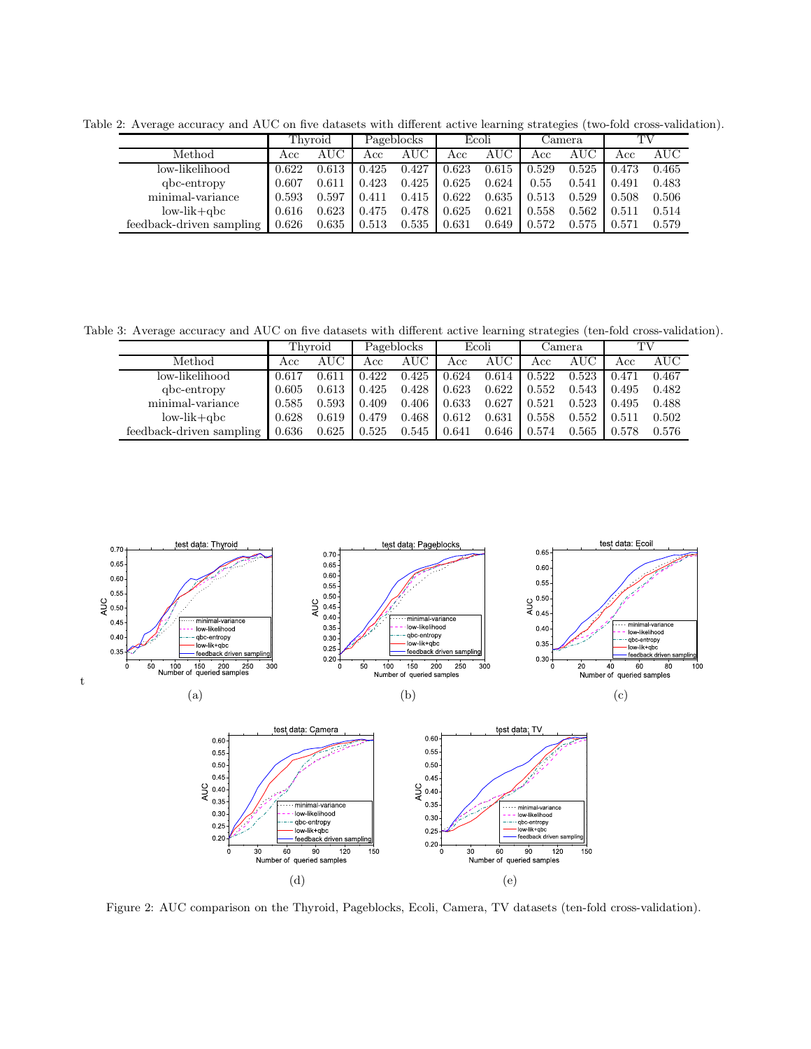Table 2: Average accuracy and AUC on five datasets with different active learning strategies (two-fold cross-validation).

| | Thyroid | | Pageblocks | | Ecoli | | Camera | | TV | |
|---|---|---|---|---|---|---|---|---|---|---|
| Method | Acc | AUC | Acc | AUC | Acc | AUC | Acc | AUC | Acc | AUC |
| low-likelihood | 0.622 | 0.613 | 0.425 | 0.427 | 0.623 | 0.615 | 0.529 | 0.525 | 0.473 | 0.465 |
| qbc-entropy | 0.607 | 0.611 | 0.423 | 0.425 | 0.625 | 0.624 | 0.55 | 0.541 | 0.491 | 0.483 |
| minimal-variance | 0.593 | 0.597 | 0.411 | 0.415 | 0.622 | 0.635 | 0.513 | 0.529 | 0.508 | 0.506 |
| low-lik+qbc | 0.616 | 0.623 | 0.475 | 0.478 | 0.625 | 0.621 | 0.558 | 0.562 | 0.511 | 0.514 |
| feedback-driven sampling | 0.626 | 0.635 | 0.513 | 0.535 | 0.631 | 0.649 | 0.572 | 0.575 | 0.571 | 0.579 |

Table 3: Average accuracy and AUC on five datasets with different active learning strategies (ten-fold cross-validation).

| | Thyroid | | Pageblocks | | Ecoli | | Camera | | TV | |
|---|---|---|---|---|---|---|---|---|---|---|
| Method | Acc | AUC | Acc | AUC | Acc | AUC | Acc | AUC | Acc | AUC |
| low-likelihood | 0.617 | 0.611 | 0.422 | 0.425 | 0.624 | 0.614 | 0.522 | 0.523 | 0.471 | 0.467 |
| qbc-entropy | 0.605 | 0.613 | 0.425 | 0.428 | 0.623 | 0.622 | 0.552 | 0.543 | 0.495 | 0.482 |
| minimal-variance | 0.585 | 0.593 | 0.409 | 0.406 | 0.633 | 0.627 | 0.521 | 0.523 | 0.495 | 0.488 |
| low-lik+qbc | 0.628 | 0.619 | 0.479 | 0.468 | 0.612 | 0.631 | 0.558 | 0.552 | 0.511 | 0.502 |
| feedback-driven sampling | 0.636 | 0.625 | 0.525 | 0.545 | 0.641 | 0.646 | 0.574 | 0.565 | 0.578 | 0.576 |

(a) (b) (c) (d) (e)

Figure 2: AUC comparison on the Thyroid, Pageblocks, Ecoli, Camera, TV datasets (ten-fold cross-validation).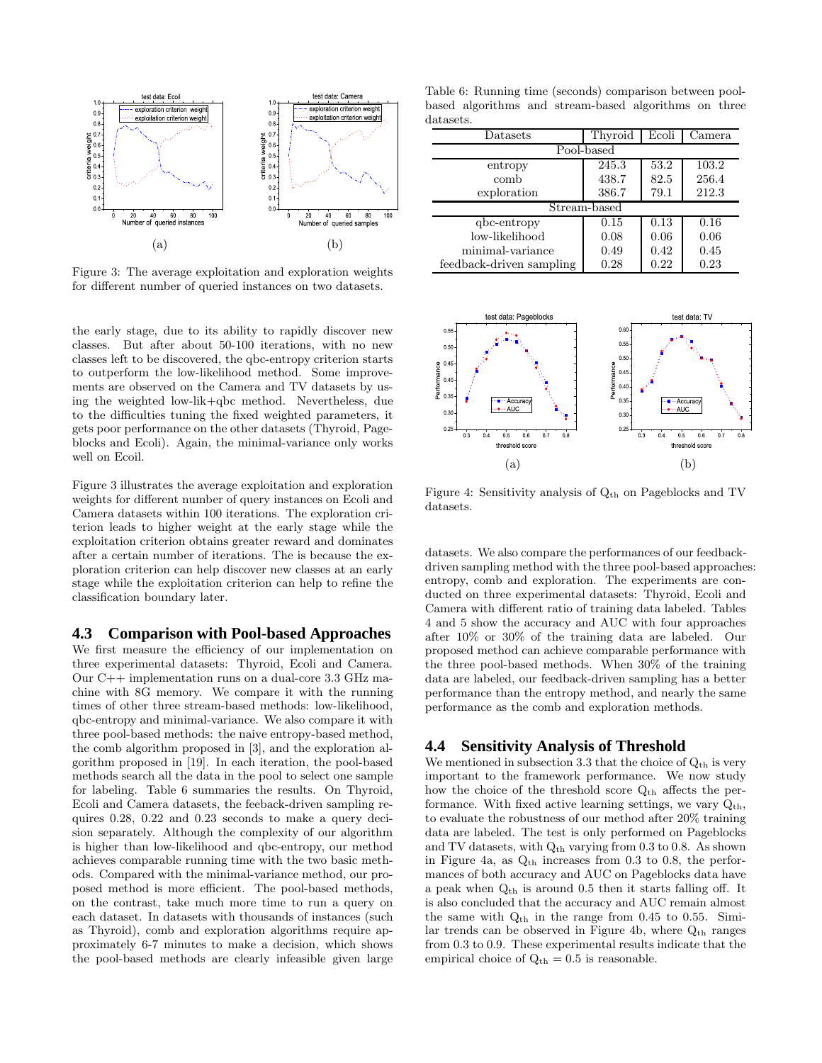Figure 3: The average exploitation and exploration weights for different number of queried instances on two datasets.

the early stage, due to its ability to rapidly discover new classes. But after about 50-100 iterations, with no new classes left to be discovered, the qbc-entropy criterion starts to outperform the low-likelihood method. Some improvements are observed on the Camera and TV datasets by using the weighted low-lik+qbc method. Nevertheless, due to the difficulties tuning the fixed weighted parameters, it gets poor performance on the other datasets (Thyroid, Pageblocks and Ecoli). Again, the minimal-variance only works well on Ecoil.

Figure 3 illustrates the average exploitation and exploration weights for different number of query instances on Ecoli and Camera datasets within 100 iterations. The exploration criterion leads to higher weight at the early stage while the exploitation criterion obtains greater reward and dominates after a certain number of iterations. The is because the exploration criterion can help discover new classes at an early stage while the exploitation criterion can help to refine the classification boundary later.

### 4.3 Comparison with Pool-based Approaches

We first measure the efficiency of our implementation on three experimental datasets: Thyroid, Ecoli and Camera. Our C++ implementation runs on a dual-core 3.3 GHz machine with 8G memory. We compare it with the running times of other three stream-based methods: low-likelihood, qbc-entropy and minimal-variance. We also compare it with three pool-based methods: the naive entropy-based method, the comb algorithm proposed in [3], and the exploration algorithm proposed in [19]. In each iteration, the pool-based methods search all the data in the pool to select one sample for labeling. Table 6 summaries the results. On Thyroid, Ecoli and Camera datasets, the feeback-driven sampling requires 0.28, 0.22 and 0.23 seconds to make a query decision separately. Although the complexity of our algorithm is higher than low-likelihood and qbc-entropy, our method achieves comparable running time with the two basic methods. Compared with the minimal-variance method, our proposed method is more efficient. The pool-based methods, on the contrast, take much more time to run a query on each dataset. In datasets with thousands of instances (such as Thyroid), comb and exploration algorithms require approximately 6-7 minutes to make a decision, which shows the pool-based methods are clearly infeasible given large

Table 6: Running time (seconds) comparison between pool-based algorithms and stream-based algorithms on three datasets.

| Datasets | Thyroid | Ecoli | Camera |
|---|---|---|---|
| Pool-based | | | |
| entropy | 245.3 | 53.2 | 103.2 |
| comb | 438.7 | 82.5 | 256.4 |
| exploration | 386.7 | 79.1 | 212.3 |
| Stream-based | | | |
| qbc-entropy | 0.15 | 0.13 | 0.16 |
| low-likelihood | 0.08 | 0.06 | 0.06 |
| minimal-variance | 0.49 | 0.42 | 0.45 |
| feedback-driven sampling | 0.28 | 0.22 | 0.23 |

Figure 4: Sensitivity analysis of $Q_{th}$ on Pageblocks and TV datasets.

datasets. We also compare the performances of our feedback-driven sampling method with the three pool-based approaches: entropy, comb and exploration. The experiments are conducted on three experimental datasets: Thyroid, Ecoli and Camera with different ratio of training data labeled. Tables 4 and 5 show the accuracy and AUC with four approaches after 10% or 30% of the training data are labeled. Our proposed method can achieve comparable performance with the three pool-based methods. When 30% of the training data are labeled, our feedback-driven sampling has a better performance than the entropy method, and nearly the same performance as the comb and exploration methods.

### 4.4 Sensitivity Analysis of Threshold

We mentioned in subsection 3.3 that the choice of $Q_{th}$ is very important to the framework performance. We now study how the choice of the threshold score $Q_{th}$ affects the performance. With fixed active learning settings, we vary $Q_{th}$, to evaluate the robustness of our method after 20% training data are labeled. The test is only performed on Pageblocks and TV datasets, with $Q_{th}$ varying from 0.3 to 0.8. As shown in Figure 4a, as $Q_{th}$ increases from 0.3 to 0.8, the performances of both accuracy and AUC on Pageblocks data have a peak when $Q_{th}$ is around 0.5 then it starts falling off. It is also concluded that the accuracy and AUC remain almost the same with $Q_{th}$ in the range from 0.45 to 0.55. Similar trends can be observed in Figure 4b, where $Q_{th}$ ranges from 0.3 to 0.9. These experimental results indicate that the empirical choice of $Q_{th} = 0.5$ is reasonable.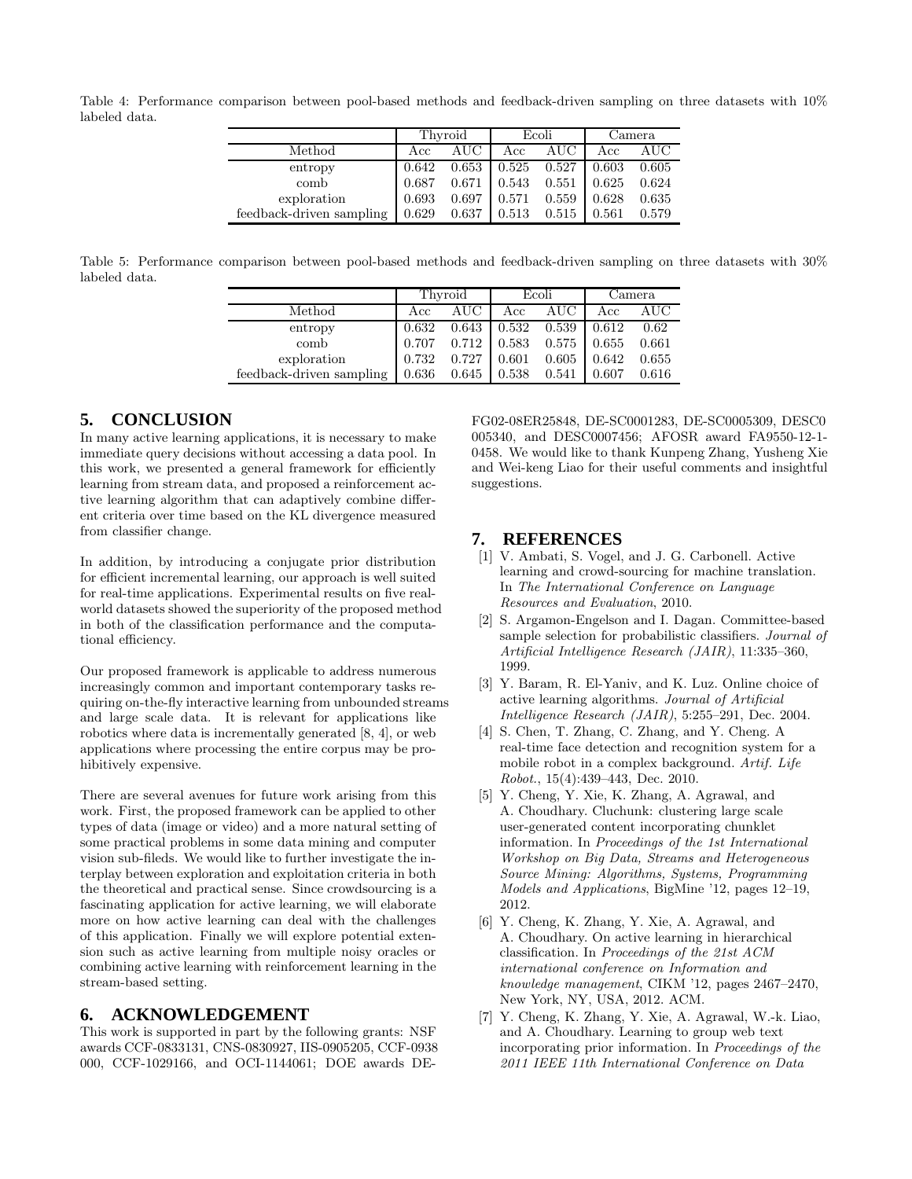Table 4: Performance comparison between pool-based methods and feedback-driven sampling on three datasets with 10% labeled data.

| | Thyroid | | Ecoli | | Camera | |
|---|---|---|---|---|---|---|
| Method | Acc | AUC | Acc | AUC | Acc | AUC |
| entropy | 0.642 | 0.653 | 0.525 | 0.527 | 0.603 | 0.605 |
| comb | 0.687 | 0.671 | 0.543 | 0.551 | 0.625 | 0.624 |
| exploration | 0.693 | 0.697 | 0.571 | 0.559 | 0.628 | 0.635 |
| feedback-driven sampling | 0.629 | 0.637 | 0.513 | 0.515 | 0.561 | 0.579 |

Table 5: Performance comparison between pool-based methods and feedback-driven sampling on three datasets with 30% labeled data.

| | Thyroid | | Ecoli | | Camera | |
|---|---|---|---|---|---|---|
| Method | Acc | AUC | Acc | AUC | Acc | AUC |
| entropy | 0.632 | 0.643 | 0.532 | 0.539 | 0.612 | 0.62 |
| comb | 0.707 | 0.712 | 0.583 | 0.575 | 0.655 | 0.661 |
| exploration | 0.732 | 0.727 | 0.601 | 0.605 | 0.642 | 0.655 |
| feedback-driven sampling | 0.636 | 0.645 | 0.538 | 0.541 | 0.607 | 0.616 |

## 5. CONCLUSION

In many active learning applications, it is necessary to make immediate query decisions without accessing a data pool. In this work, we presented a general framework for efficiently learning from stream data, and proposed a reinforcement active learning algorithm that can adaptively combine different criteria over time based on the KL divergence measured from classifier change.

In addition, by introducing a conjugate prior distribution for efficient incremental learning, our approach is well suited for real-time applications. Experimental results on five real-world datasets showed the superiority of the proposed method in both of the classification performance and the computational efficiency.

Our proposed framework is applicable to address numerous increasingly common and important contemporary tasks requiring on-the-fly interactive learning from unbounded streams and large scale data. It is relevant for applications like robotics where data is incrementally generated [8, 4], or web applications where processing the entire corpus may be prohibitively expensive.

There are several avenues for future work arising from this work. First, the proposed framework can be applied to other types of data (image or video) and a more natural setting of some practical problems in some data mining and computer vision sub-fileds. We would like to further investigate the interplay between exploration and exploitation criteria in both the theoretical and practical sense. Since crowdsourcing is a fascinating application for active learning, we will elaborate more on how active learning can deal with the challenges of this application. Finally we will explore potential extension such as active learning from multiple noisy oracles or combining active learning with reinforcement learning in the stream-based setting.

## 6. ACKNOWLEDGEMENT

This work is supported in part by the following grants: NSF awards CCF-0833131, CNS-0830927, IIS-0905205, CCF-0938000, CCF-1029166, and OCI-1144061; DOE awards DE-FG02-08ER25848, DE-SC0001283, DE-SC0005309, DESC0005340, and DESC0007456; AFOSR award FA9550-12-1-0458. We would like to thank Kunpeng Zhang, Yusheng Xie and Wei-keng Liao for their useful comments and insightful suggestions.

## 7. REFERENCES

[1] V. Ambati, S. Vogel, and J. G. Carbonell. Active learning and crowd-sourcing for machine translation. In *The International Conference on Language Resources and Evaluation*, 2010.

[2] S. Argamon-Engelson and I. Dagan. Committee-based sample selection for probabilistic classifiers. *Journal of Artificial Intelligence Research (JAIR)*, 11:335–360, 1999.

[3] Y. Baram, R. El-Yaniv, and K. Luz. Online choice of active learning algorithms. *Journal of Artificial Intelligence Research (JAIR)*, 5:255–291, Dec. 2004.

[4] S. Chen, T. Zhang, C. Zhang, and Y. Cheng. A real-time face detection and recognition system for a mobile robot in a complex background. *Artif. Life Robot.*, 15(4):439–443, Dec. 2010.

[5] Y. Cheng, Y. Xie, K. Zhang, A. Agrawal, and A. Choudhary. Cluchunk: clustering large scale user-generated content incorporating chunklet information. In *Proceedings of the 1st International Workshop on Big Data, Streams and Heterogeneous Source Mining: Algorithms, Systems, Programming Models and Applications*, BigMine '12, pages 12–19, 2012.

[6] Y. Cheng, K. Zhang, Y. Xie, A. Agrawal, and A. Choudhary. On active learning in hierarchical classification. In *Proceedings of the 21st ACM international conference on Information and knowledge management*, CIKM '12, pages 2467–2470, New York, NY, USA, 2012. ACM.

[7] Y. Cheng, K. Zhang, Y. Xie, A. Agrawal, W.-k. Liao, and A. Choudhary. Learning to group web text incorporating prior information. In *Proceedings of the 2011 IEEE 11th International Conference on Data*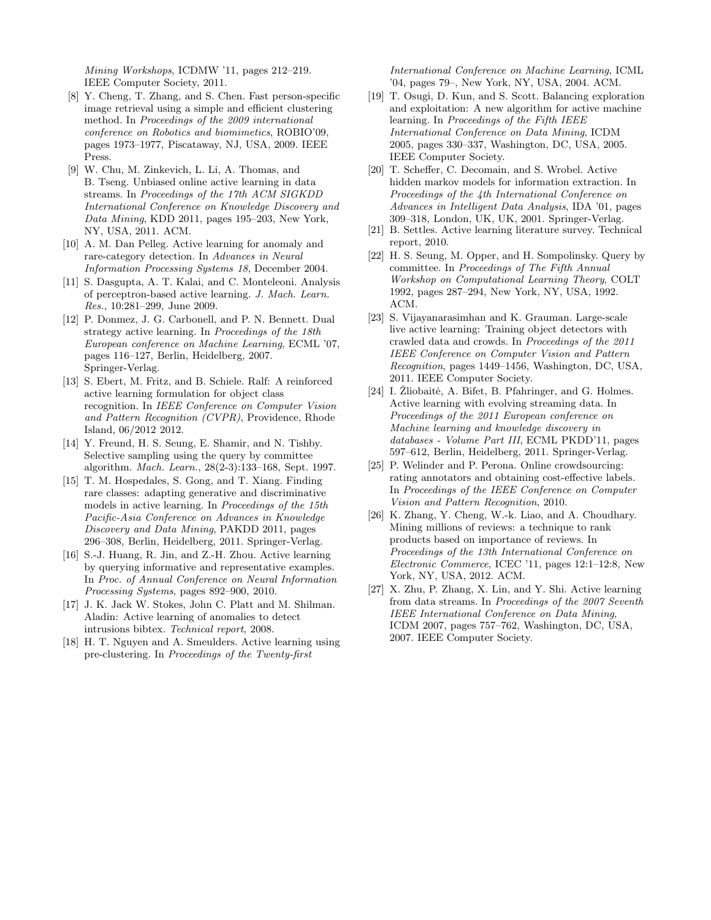*Mining Workshops*, ICDMW '11, pages 212–219. IEEE Computer Society, 2011.

[8] Y. Cheng, T. Zhang, and S. Chen. Fast person-specific image retrieval using a simple and efficient clustering method. In *Proceedings of the 2009 international conference on Robotics and biomimetics*, ROBIO'09, pages 1973–1977, Piscataway, NJ, USA, 2009. IEEE Press.

[9] W. Chu, M. Zinkevich, L. Li, A. Thomas, and B. Tseng. Unbiased online active learning in data streams. In *Proceedings of the 17th ACM SIGKDD International Conference on Knowledge Discovery and Data Mining*, KDD 2011, pages 195–203, New York, NY, USA, 2011. ACM.

[10] A. M. Dan Pelleg. Active learning for anomaly and rare-category detection. In *Advances in Neural Information Processing Systems 18*, December 2004.

[11] S. Dasgupta, A. T. Kalai, and C. Monteleoni. Analysis of perceptron-based active learning. *J. Mach. Learn. Res.*, 10:281–299, June 2009.

[12] P. Donmez, J. G. Carbonell, and P. N. Bennett. Dual strategy active learning. In *Proceedings of the 18th European conference on Machine Learning*, ECML '07, pages 116–127, Berlin, Heidelberg, 2007. Springer-Verlag.

[13] S. Ebert, M. Fritz, and B. Schiele. Ralf: A reinforced active learning formulation for object class recognition. In *IEEE Conference on Computer Vision and Pattern Recognition (CVPR)*, Providence, Rhode Island, 06/2012 2012.

[14] Y. Freund, H. S. Seung, E. Shamir, and N. Tishby. Selective sampling using the query by committee algorithm. *Mach. Learn.*, 28(2-3):133–168, Sept. 1997.

[15] T. M. Hospedales, S. Gong, and T. Xiang. Finding rare classes: adapting generative and discriminative models in active learning. In *Proceedings of the 15th Pacific-Asia Conference on Advances in Knowledge Discovery and Data Mining*, PAKDD 2011, pages 296–308, Berlin, Heidelberg, 2011. Springer-Verlag.

[16] S.-J. Huang, R. Jin, and Z.-H. Zhou. Active learning by querying informative and representative examples. In *Proc. of Annual Conference on Neural Information Processing Systems*, pages 892–900, 2010.

[17] J. K. Jack W. Stokes, John C. Platt and M. Shilman. Aladin: Active learning of anomalies to detect intrusions bibtex. *Technical report*, 2008.

[18] H. T. Nguyen and A. Smeulders. Active learning using pre-clustering. In *Proceedings of the Twenty-first International Conference on Machine Learning*, ICML '04, pages 79–, New York, NY, USA, 2004. ACM.

[19] T. Osugi, D. Kun, and S. Scott. Balancing exploration and exploitation: A new algorithm for active machine learning. In *Proceedings of the Fifth IEEE International Conference on Data Mining*, ICDM 2005, pages 330–337, Washington, DC, USA, 2005. IEEE Computer Society.

[20] T. Scheffer, C. Decomain, and S. Wrobel. Active hidden markov models for information extraction. In *Proceedings of the 4th International Conference on Advances in Intelligent Data Analysis*, IDA '01, pages 309–318, London, UK, UK, 2001. Springer-Verlag.

[21] B. Settles. Active learning literature survey. Technical report, 2010.

[22] H. S. Seung, M. Opper, and H. Sompolinsky. Query by committee. In *Proceedings of The Fifth Annual Workshop on Computational Learning Theory*, COLT 1992, pages 287–294, New York, NY, USA, 1992. ACM.

[23] S. Vijayanarasimhan and K. Grauman. Large-scale live active learning: Training object detectors with crawled data and crowds. In *Proceedings of the 2011 IEEE Conference on Computer Vision and Pattern Recognition*, pages 1449–1456, Washington, DC, USA, 2011. IEEE Computer Society.

[24] I. Žliobaitė, A. Bifet, B. Pfahringer, and G. Holmes. Active learning with evolving streaming data. In *Proceedings of the 2011 European conference on Machine learning and knowledge discovery in databases - Volume Part III*, ECML PKDD'11, pages 597–612, Berlin, Heidelberg, 2011. Springer-Verlag.

[25] P. Welinder and P. Perona. Online crowdsourcing: rating annotators and obtaining cost-effective labels. In *Proceedings of the IEEE Conference on Computer Vision and Pattern Recognition*, 2010.

[26] K. Zhang, Y. Cheng, W.-k. Liao, and A. Choudhary. Mining millions of reviews: a technique to rank products based on importance of reviews. In *Proceedings of the 13th International Conference on Electronic Commerce*, ICEC '11, pages 12:1–12:8, New York, NY, USA, 2012. ACM.

[27] X. Zhu, P. Zhang, X. Lin, and Y. Shi. Active learning from data streams. In *Proceedings of the 2007 Seventh IEEE International Conference on Data Mining*, ICDM 2007, pages 757–762, Washington, DC, USA, 2007. IEEE Computer Society.